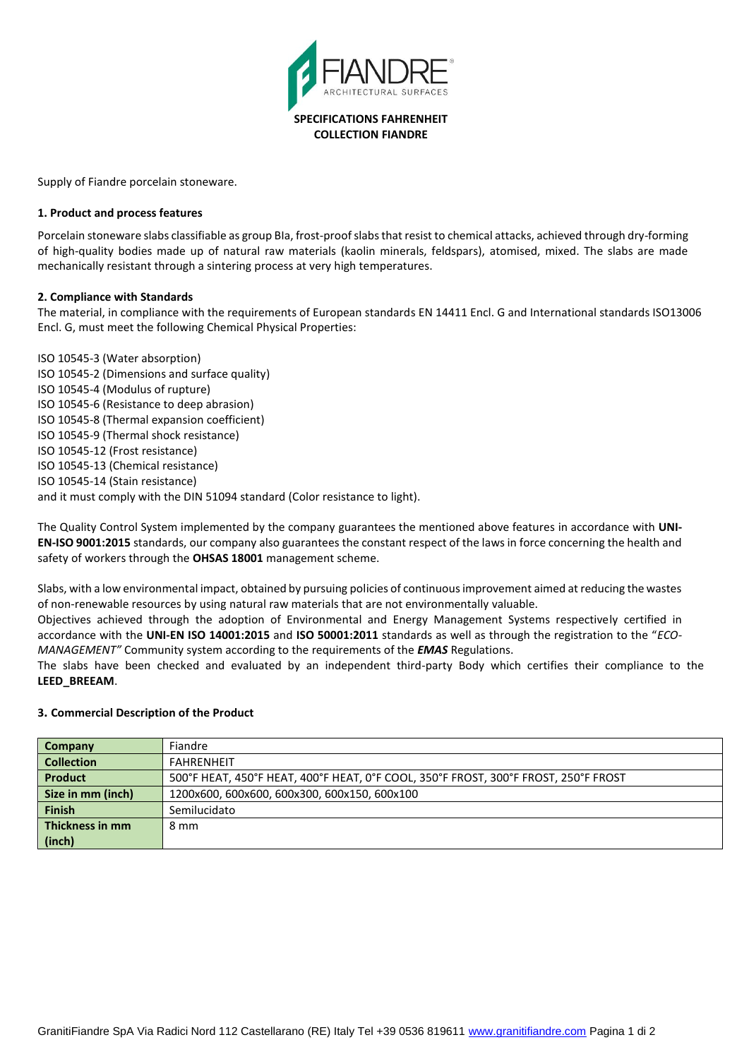**SPECIFICATIONS FAHRENHEIT**
**COLLECTION FIANDRE**

Supply of Fiandre porcelain stoneware.

### 1. Product and process features

Porcelain stoneware slabs classifiable as group BIa, frost-proof slabs that resist to chemical attacks, achieved through dry-forming of high-quality bodies made up of natural raw materials (kaolin minerals, feldspars), atomised, mixed. The slabs are made mechanically resistant through a sintering process at very high temperatures.

### 2. Compliance with Standards

The material, in compliance with the requirements of European standards EN 14411 Encl. G and International standards ISO13006 Encl. G, must meet the following Chemical Physical Properties:

ISO 10545-3 (Water absorption)
ISO 10545-2 (Dimensions and surface quality)
ISO 10545-4 (Modulus of rupture)
ISO 10545-6 (Resistance to deep abrasion)
ISO 10545-8 (Thermal expansion coefficient)
ISO 10545-9 (Thermal shock resistance)
ISO 10545-12 (Frost resistance)
ISO 10545-13 (Chemical resistance)
ISO 10545-14 (Stain resistance)
and it must comply with the DIN 51094 standard (Color resistance to light).

The Quality Control System implemented by the company guarantees the mentioned above features in accordance with **UNI-EN-ISO 9001:2015** standards, our company also guarantees the constant respect of the laws in force concerning the health and safety of workers through the **OHSAS 18001** management scheme.

Slabs, with a low environmental impact, obtained by pursuing policies of continuous improvement aimed at reducing the wastes of non-renewable resources by using natural raw materials that are not environmentally valuable.
Objectives achieved through the adoption of Environmental and Energy Management Systems respectively certified in accordance with the **UNI-EN ISO 14001:2015** and **ISO 50001:2011** standards as well as through the registration to the "*ECO-MANAGEMENT"* Community system according to the requirements of the ***EMAS*** Regulations.
The slabs have been checked and evaluated by an independent third-party Body which certifies their compliance to the **LEED_BREEAM**.

### 3. Commercial Description of the Product

| **Company** | Fiandre |
|---|---|
| **Collection** | FAHRENHEIT |
| **Product** | 500°F HEAT, 450°F HEAT, 400°F HEAT, 0°F COOL, 350°F FROST, 300°F FROST, 250°F FROST |
| **Size in mm (inch)** | 1200x600, 600x600, 600x300, 600x150, 600x100 |
| **Finish** | Semilucidato |
| **Thickness in mm (inch)** | 8 mm |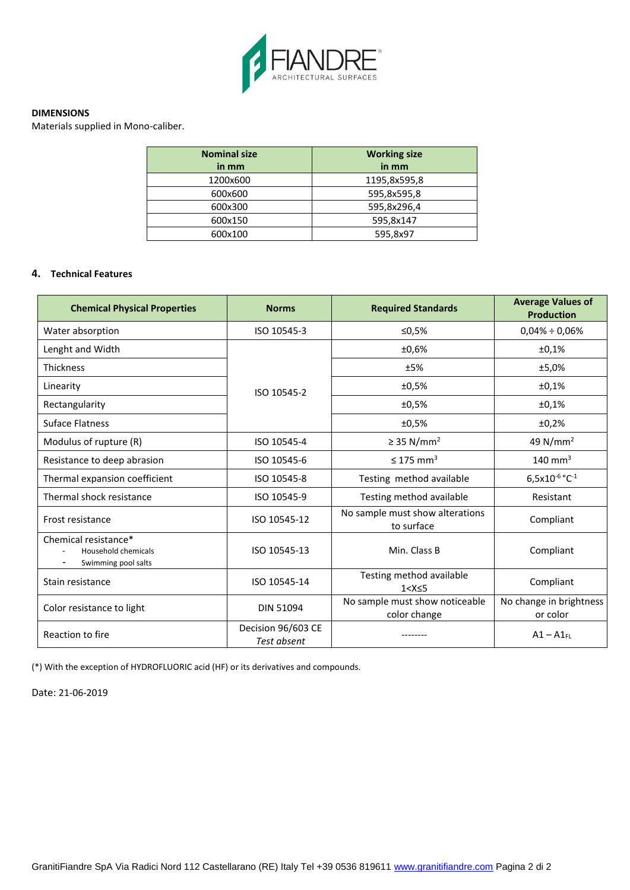**DIMENSIONS**

Materials supplied in Mono-caliber.

| Nominal size in mm | Working size in mm |
| --- | --- |
| 1200x600 | 1195,8x595,8 |
| 600x600 | 595,8x595,8 |
| 600x300 | 595,8x296,4 |
| 600x150 | 595,8x147 |
| 600x100 | 595,8x97 |

## 4. Technical Features

| Chemical Physical Properties | Norms | Required Standards | Average Values of Production |
| --- | --- | --- | --- |
| Water absorption | ISO 10545-3 | ≤0,5% | 0,04% ÷ 0,06% |
| Lenght and Width | ISO 10545-2 | ±0,6% | ±0,1% |
| Thickness | | ±5% | ±5,0% |
| Linearity | | ±0,5% | ±0,1% |
| Rectangularity | | ±0,5% | ±0,1% |
| Suface Flatness | | ±0,5% | ±0,2% |
| Modulus of rupture (R) | ISO 10545-4 | ≥ 35 $N/mm^2$ | 49 $N/mm^2$ |
| Resistance to deep abrasion | ISO 10545-6 | ≤ 175 $mm^3$ | 140 $mm^3$ |
| Thermal expansion coefficient | ISO 10545-8 | Testing method available | $6{,}5x10^{-6}\,°C^{-1}$ |
| Thermal shock resistance | ISO 10545-9 | Testing method available | Resistant |
| Frost resistance | ISO 10545-12 | No sample must show alterations to surface | Compliant |
| Chemical resistance* <br> - Household chemicals <br> - Swimming pool salts | ISO 10545-13 | Min. Class B | Compliant |
| Stain resistance | ISO 10545-14 | Testing method available $1<X\leq5$ | Compliant |
| Color resistance to light | DIN 51094 | No sample must show noticeable color change | No change in brightness or color |
| Reaction to fire | Decision 96/603 CE *Test absent* | -------- | $A1 - A1_{FL}$ |

(*) With the exception of HYDROFLUORIC acid (HF) or its derivatives and compounds.

Date: 21-06-2019

GranitiFiandre SpA Via Radici Nord 112 Castellarano (RE) Italy Tel +39 0536 819611 www.granitifiandre.com